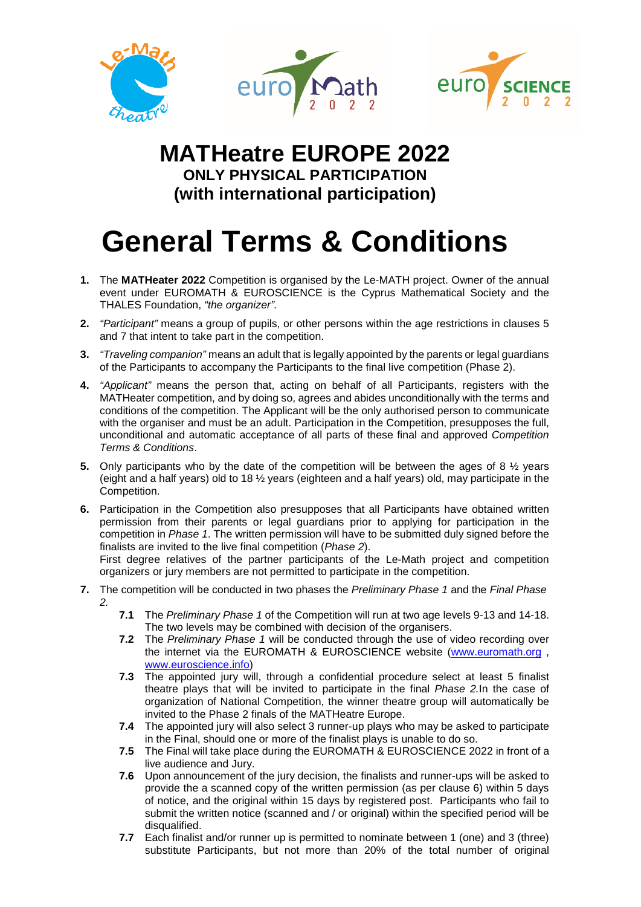# MATHeatre EUROPE 2022

**ONLY PHYSICAL PARTICIPATION**

**(with international participation)**

# General Terms & Conditions

1. The **MATHeater 2022** Competition is organised by the Le-MATH project. Owner of the annual event under EUROMATH & EUROSCIENCE is the Cyprus Mathematical Society and the THALES Foundation, *"the organizer".*

2. *"Participant"* means a group of pupils, or other persons within the age restrictions in clauses 5 and 7 that intent to take part in the competition.

3. *"Traveling companion"* means an adult that is legally appointed by the parents or legal guardians of the Participants to accompany the Participants to the final live competition (Phase 2).

4. *"Applicant"* means the person that, acting on behalf of all Participants, registers with the MATHeater competition, and by doing so, agrees and abides unconditionally with the terms and conditions of the competition. The Applicant will be the only authorised person to communicate with the organiser and must be an adult. Participation in the Competition, presupposes the full, unconditional and automatic acceptance of all parts of these final and approved *Competition Terms & Conditions*.

5. Only participants who by the date of the competition will be between the ages of 8 ½ years (eight and a half years) old to 18 ½ years (eighteen and a half years) old, may participate in the Competition.

6. Participation in the Competition also presupposes that all Participants have obtained written permission from their parents or legal guardians prior to applying for participation in the competition in *Phase 1*. The written permission will have to be submitted duly signed before the finalists are invited to the live final competition (*Phase 2*).
   First degree relatives of the partner participants of the Le-Math project and competition organizers or jury members are not permitted to participate in the competition.

7. The competition will be conducted in two phases the *Preliminary Phase 1* and the *Final Phase 2.*
   - **7.1** The *Preliminary Phase 1* of the Competition will run at two age levels 9-13 and 14-18. The two levels may be combined with decision of the organisers.
   - **7.2** The *Preliminary Phase 1* will be conducted through the use of video recording over the internet via the EUROMATH & EUROSCIENCE website (www.euromath.org , www.euroscience.info)
   - **7.3** The appointed jury will, through a confidential procedure select at least 5 finalist theatre plays that will be invited to participate in the final *Phase 2.*In the case of organization of National Competition, the winner theatre group will automatically be invited to the Phase 2 finals of the MATHeatre Europe.
   - **7.4** The appointed jury will also select 3 runner-up plays who may be asked to participate in the Final, should one or more of the finalist plays is unable to do so.
   - **7.5** The Final will take place during the EUROMATH & EUROSCIENCE 2022 in front of a live audience and Jury.
   - **7.6** Upon announcement of the jury decision, the finalists and runner-ups will be asked to provide the a scanned copy of the written permission (as per clause 6) within 5 days of notice, and the original within 15 days by registered post. Participants who fail to submit the written notice (scanned and / or original) within the specified period will be disqualified.
   - **7.7** Each finalist and/or runner up is permitted to nominate between 1 (one) and 3 (three) substitute Participants, but not more than 20% of the total number of original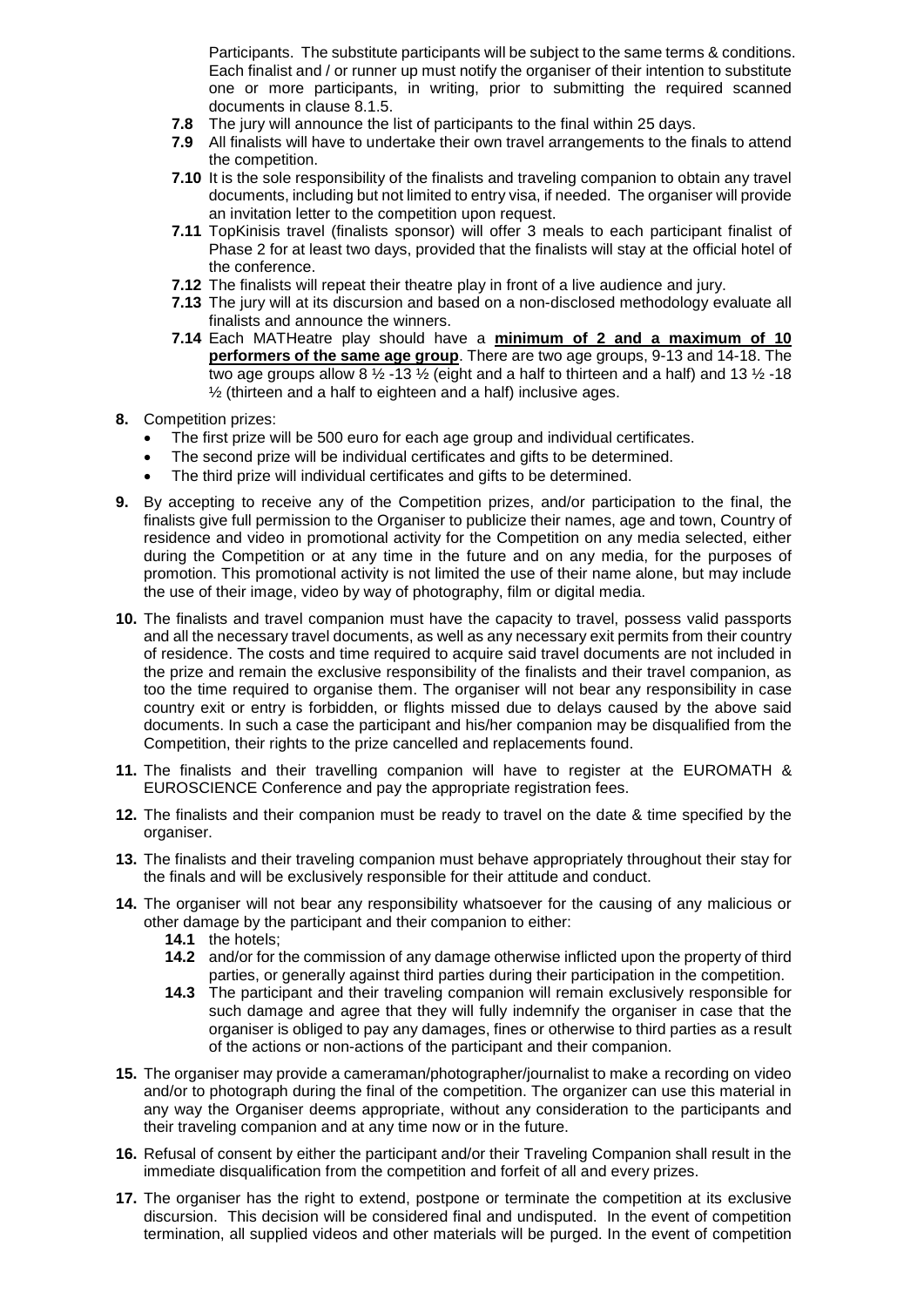Participants. The substitute participants will be subject to the same terms & conditions. Each finalist and / or runner up must notify the organiser of their intention to substitute one or more participants, in writing, prior to submitting the required scanned documents in clause 8.1.5.

- **7.8** The jury will announce the list of participants to the final within 25 days.
- **7.9** All finalists will have to undertake their own travel arrangements to the finals to attend the competition.
- **7.10** It is the sole responsibility of the finalists and traveling companion to obtain any travel documents, including but not limited to entry visa, if needed. The organiser will provide an invitation letter to the competition upon request.
- **7.11** TopKinisis travel (finalists sponsor) will offer 3 meals to each participant finalist of Phase 2 for at least two days, provided that the finalists will stay at the official hotel of the conference.
- **7.12** The finalists will repeat their theatre play in front of a live audience and jury.
- **7.13** The jury will at its discursion and based on a non-disclosed methodology evaluate all finalists and announce the winners.
- **7.14** Each MATHeatre play should have a **<u>minimum of 2 and a maximum of 10 performers of the same age group</u>**. There are two age groups, 9-13 and 14-18. The two age groups allow 8 ½ -13 ½ (eight and a half to thirteen and a half) and 13 ½ -18 ½ (thirteen and a half to eighteen and a half) inclusive ages.

**8.** Competition prizes:

- The first prize will be 500 euro for each age group and individual certificates.
- The second prize will be individual certificates and gifts to be determined.
- The third prize will individual certificates and gifts to be determined.

**9.** By accepting to receive any of the Competition prizes, and/or participation to the final, the finalists give full permission to the Organiser to publicize their names, age and town, Country of residence and video in promotional activity for the Competition on any media selected, either during the Competition or at any time in the future and on any media, for the purposes of promotion. This promotional activity is not limited the use of their name alone, but may include the use of their image, video by way of photography, film or digital media.

**10.** The finalists and travel companion must have the capacity to travel, possess valid passports and all the necessary travel documents, as well as any necessary exit permits from their country of residence. The costs and time required to acquire said travel documents are not included in the prize and remain the exclusive responsibility of the finalists and their travel companion, as too the time required to organise them. The organiser will not bear any responsibility in case country exit or entry is forbidden, or flights missed due to delays caused by the above said documents. In such a case the participant and his/her companion may be disqualified from the Competition, their rights to the prize cancelled and replacements found.

**11.** The finalists and their travelling companion will have to register at the EUROMATH & EUROSCIENCE Conference and pay the appropriate registration fees.

**12.** The finalists and their companion must be ready to travel on the date & time specified by the organiser.

**13.** The finalists and their traveling companion must behave appropriately throughout their stay for the finals and will be exclusively responsible for their attitude and conduct.

**14.** The organiser will not bear any responsibility whatsoever for the causing of any malicious or other damage by the participant and their companion to either:

- **14.1** the hotels;
- **14.2** and/or for the commission of any damage otherwise inflicted upon the property of third parties, or generally against third parties during their participation in the competition.
- **14.3** The participant and their traveling companion will remain exclusively responsible for such damage and agree that they will fully indemnify the organiser in case that the organiser is obliged to pay any damages, fines or otherwise to third parties as a result of the actions or non-actions of the participant and their companion.

**15.** The organiser may provide a cameraman/photographer/journalist to make a recording on video and/or to photograph during the final of the competition. The organizer can use this material in any way the Organiser deems appropriate, without any consideration to the participants and their traveling companion and at any time now or in the future.

**16.** Refusal of consent by either the participant and/or their Traveling Companion shall result in the immediate disqualification from the competition and forfeit of all and every prizes.

**17.** The organiser has the right to extend, postpone or terminate the competition at its exclusive discursion. This decision will be considered final and undisputed. In the event of competition termination, all supplied videos and other materials will be purged. In the event of competition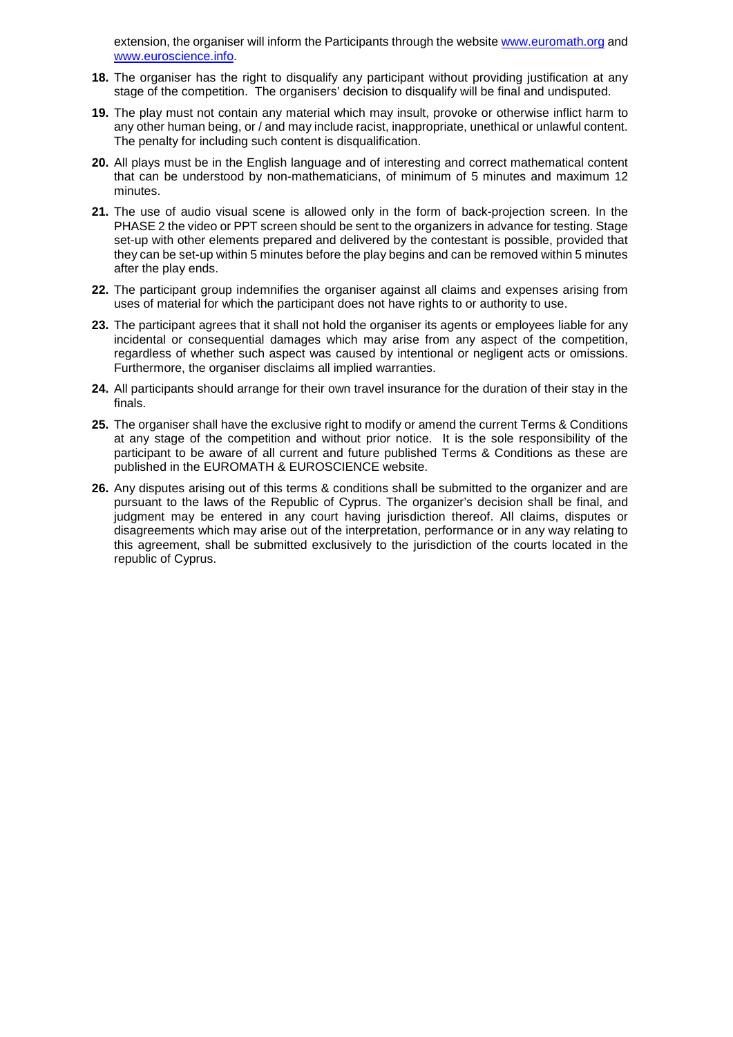extension, the organiser will inform the Participants through the website [www.euromath.org](http://www.euromath.org) and [www.euroscience.info](http://www.euroscience.info).

**18.** The organiser has the right to disqualify any participant without providing justification at any stage of the competition. The organisers' decision to disqualify will be final and undisputed.

**19.** The play must not contain any material which may insult, provoke or otherwise inflict harm to any other human being, or / and may include racist, inappropriate, unethical or unlawful content. The penalty for including such content is disqualification.

**20.** All plays must be in the English language and of interesting and correct mathematical content that can be understood by non-mathematicians, of minimum of 5 minutes and maximum 12 minutes.

**21.** The use of audio visual scene is allowed only in the form of back-projection screen. In the PHASE 2 the video or PPT screen should be sent to the organizers in advance for testing. Stage set-up with other elements prepared and delivered by the contestant is possible, provided that they can be set-up within 5 minutes before the play begins and can be removed within 5 minutes after the play ends.

**22.** The participant group indemnifies the organiser against all claims and expenses arising from uses of material for which the participant does not have rights to or authority to use.

**23.** The participant agrees that it shall not hold the organiser its agents or employees liable for any incidental or consequential damages which may arise from any aspect of the competition, regardless of whether such aspect was caused by intentional or negligent acts or omissions. Furthermore, the organiser disclaims all implied warranties.

**24.** All participants should arrange for their own travel insurance for the duration of their stay in the finals.

**25.** The organiser shall have the exclusive right to modify or amend the current Terms & Conditions at any stage of the competition and without prior notice. It is the sole responsibility of the participant to be aware of all current and future published Terms & Conditions as these are published in the EUROMATH & EUROSCIENCE website.

**26.** Any disputes arising out of this terms & conditions shall be submitted to the organizer and are pursuant to the laws of the Republic of Cyprus. The organizer's decision shall be final, and judgment may be entered in any court having jurisdiction thereof. All claims, disputes or disagreements which may arise out of the interpretation, performance or in any way relating to this agreement, shall be submitted exclusively to the jurisdiction of the courts located in the republic of Cyprus.